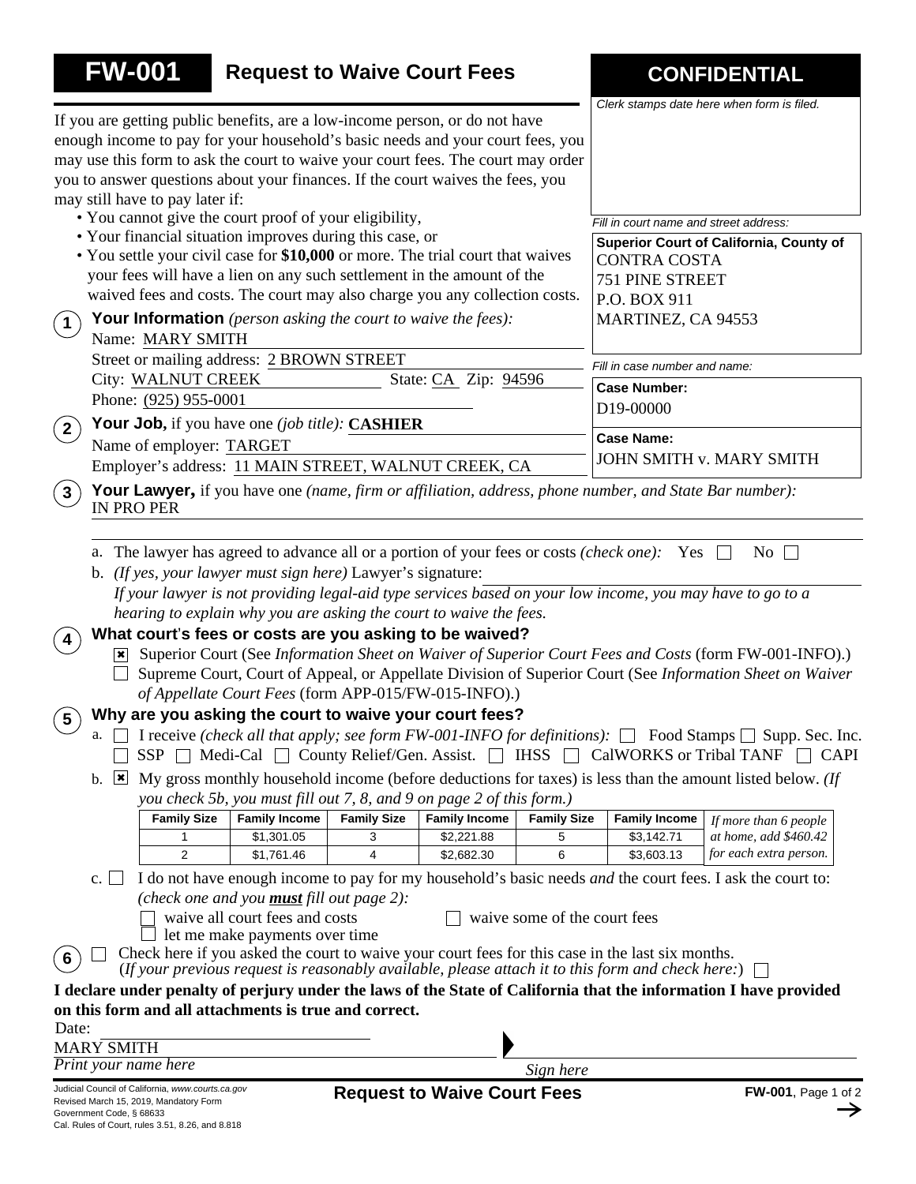# FW-001 Request to Waive Court Fees

**CONFIDENTIAL**

*Clerk stamps date here when form is filed.*

If you are getting public benefits, are a low-income person, or do not have enough income to pay for your household's basic needs and your court fees, you may use this form to ask the court to waive your court fees. The court may order you to answer questions about your finances. If the court waives the fees, you may still have to pay later if:

- You cannot give the court proof of your eligibility,
- Your financial situation improves during this case, or
- You settle your civil case for **$10,000** or more. The trial court that waives your fees will have a lien on any such settlement in the amount of the waived fees and costs. The court may also charge you any collection costs.

*Fill in court name and street address:*

**Superior Court of California, County of**
CONTRA COSTA
751 PINE STREET
P.O. BOX 911
MARTINEZ, CA 94553

*Fill in case number and name:*

**Case Number:** D19-00000

**Case Name:** JOHN SMITH v. MARY SMITH

**1 Your Information** *(person asking the court to waive the fees):*

Name: MARY SMITH
Street or mailing address: 2 BROWN STREET
City: WALNUT CREEK State: CA Zip: 94596
Phone: (925) 955-0001

**2 Your Job,** if you have one *(job title):* **CASHIER**
Name of employer: TARGET
Employer's address: 11 MAIN STREET, WALNUT CREEK, CA

**3 Your Lawyer,** if you have one *(name, firm or affiliation, address, phone number, and State Bar number):*
IN PRO PER

a. The lawyer has agreed to advance all or a portion of your fees or costs *(check one):* Yes ☐ No ☐

b. *(If yes, your lawyer must sign here)* Lawyer's signature:

*If your lawyer is not providing legal-aid type services based on your low income, you may have to go to a hearing to explain why you are asking the court to waive the fees.*

**4 What court's fees or costs are you asking to be waived?**

☒ Superior Court (See *Information Sheet on Waiver of Superior Court Fees and Costs* (form FW-001-INFO).)

☐ Supreme Court, Court of Appeal, or Appellate Division of Superior Court (See *Information Sheet on Waiver of Appellate Court Fees* (form APP-015/FW-015-INFO).)

**5 Why are you asking the court to waive your court fees?**

a. ☐ I receive *(check all that apply; see form FW-001-INFO for definitions):* ☐ Food Stamps ☐ Supp. Sec. Inc. ☐ SSP ☐ Medi-Cal ☐ County Relief/Gen. Assist. ☐ IHSS ☐ CalWORKS or Tribal TANF ☐ CAPI

b. ☒ My gross monthly household income (before deductions for taxes) is less than the amount listed below. *(If you check 5b, you must fill out 7, 8, and 9 on page 2 of this form.)*

| Family Size | Family Income | Family Size | Family Income | Family Size | Family Income | |
|---|---|---|---|---|---|---|
| 1 | $1,301.05 | 3 | $2,221.88 | 5 | $3,142.71 | *If more than 6 people at home, add $460.42 for each extra person.* |
| 2 | $1,761.46 | 4 | $2,682.30 | 6 | $3,603.13 | |

c. ☐ I do not have enough income to pay for my household's basic needs *and* the court fees. I ask the court to: *(check one and you* ***must*** *fill out page 2):*

☐ waive all court fees and costs ☐ waive some of the court fees
☐ let me make payments over time

**6** ☐ Check here if you asked the court to waive your court fees for this case in the last six months. (*If your previous request is reasonably available, please attach it to this form and check here:*) ☐

**I declare under penalty of perjury under the laws of the State of California that the information I have provided on this form and all attachments is true and correct.**

Date:

MARY SMITH
*Print your name here* *Sign here*

Judicial Council of California, *www.courts.ca.gov*
Revised March 15, 2019, Mandatory Form
Government Code, § 68633
Cal. Rules of Court, rules 3.51, 8.26, and 8.818

**Request to Waive Court Fees**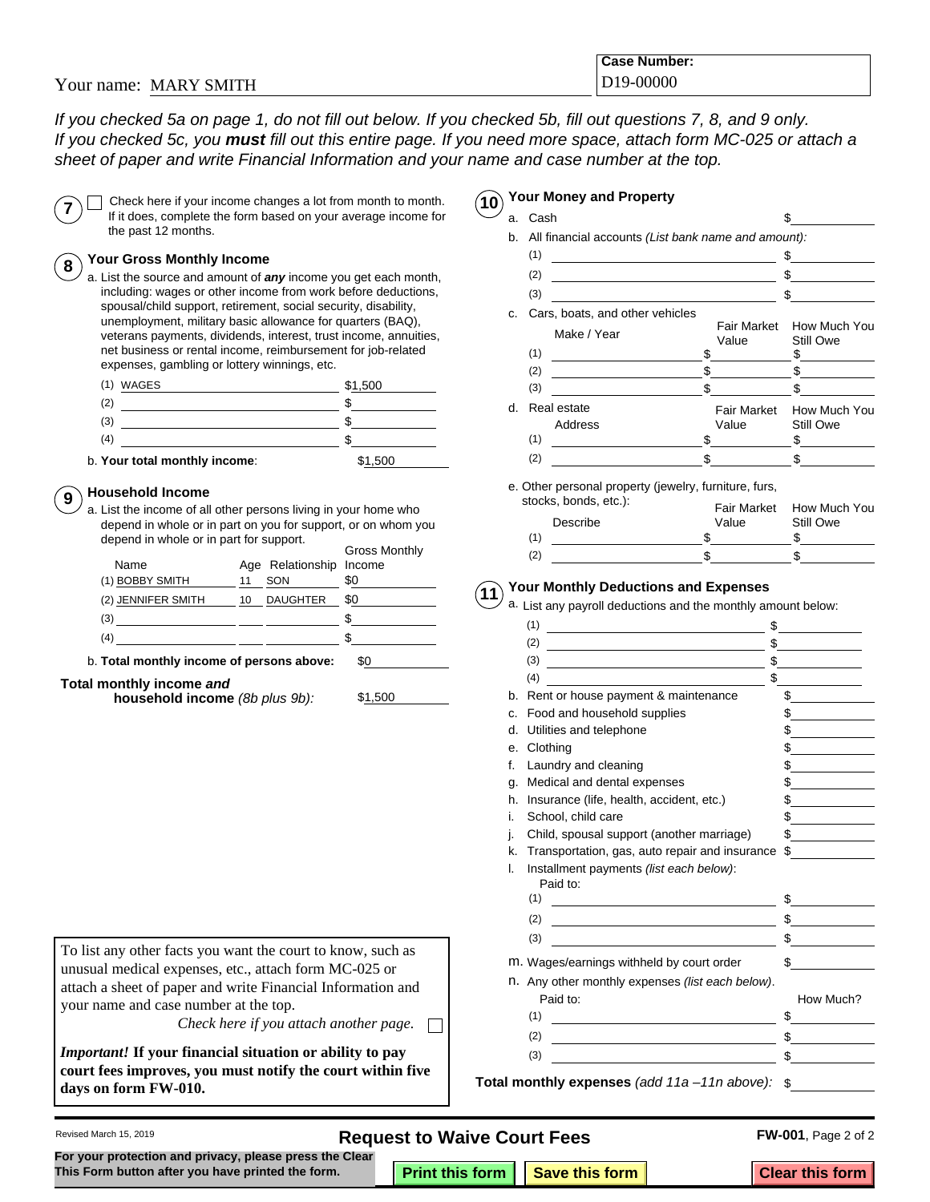Your name: MARY SMITH

**Case Number:** D19-00000

*If you checked 5a on page 1, do not fill out below. If you checked 5b, fill out questions 7, 8, and 9 only. If you checked 5c, you **must** fill out this entire page. If you need more space, attach form MC-025 or attach a sheet of paper and write Financial Information and your name and case number at the top.*

**7** ☐ Check here if your income changes a lot from month to month. If it does, complete the form based on your average income for the past 12 months.

**8 Your Gross Monthly Income**

a. List the source and amount of ***any*** income you get each month, including: wages or other income from work before deductions, spousal/child support, retirement, social security, disability, unemployment, military basic allowance for quarters (BAQ), veterans payments, dividends, interest, trust income, annuities, net business or rental income, reimbursement for job-related expenses, gambling or lottery winnings, etc.

| | Source | Amount |
|---|---|---|
| (1) | WAGES | $1,500 |
| (2) | | $ |
| (3) | | $ |
| (4) | | $ |

b. **Your total monthly income**: $1,500

**9 Household Income**

a. List the income of all other persons living in your home who depend in whole or in part on you for support, or on whom you depend in whole or in part for support.

| | Name | Age | Relationship | Gross Monthly Income |
|---|---|---|---|---|
| (1) | BOBBY SMITH | 11 | SON | $0 |
| (2) | JENNIFER SMITH | 10 | DAUGHTER | $0 |
| (3) | | | | $ |
| (4) | | | | $ |

b. **Total monthly income of persons above:** $0

**Total monthly income *and* household income** *(8b plus 9b)*: $1,500

**10 Your Money and Property**

a. Cash $

b. All financial accounts *(List bank name and amount)*:

| | | |
|---|---|---|
| (1) | | $ |
| (2) | | $ |
| (3) | | $ |

c. Cars, boats, and other vehicles

| | Make / Year | Fair Market Value | How Much You Still Owe |
|---|---|---|---|
| (1) | | $ | $ |
| (2) | | $ | $ |
| (3) | | $ | $ |

d. Real estate

| | Address | Fair Market Value | How Much You Still Owe |
|---|---|---|---|
| (1) | | $ | $ |
| (2) | | $ | $ |

e. Other personal property (jewelry, furniture, furs, stocks, bonds, etc.):

| | Describe | Fair Market Value | How Much You Still Owe |
|---|---|---|---|
| (1) | | $ | $ |
| (2) | | $ | $ |

**11 Your Monthly Deductions and Expenses**

a. List any payroll deductions and the monthly amount below:

| | | |
|---|---|---|
| (1) | | $ |
| (2) | | $ |
| (3) | | $ |
| (4) | | $ |

b. Rent or house payment & maintenance $
c. Food and household supplies $
d. Utilities and telephone $
e. Clothing $
f. Laundry and cleaning $
g. Medical and dental expenses $
h. Insurance (life, health, accident, etc.) $
i. School, child care $
j. Child, spousal support (another marriage) $
k. Transportation, gas, auto repair and insurance $
l. Installment payments *(list each below)*:

| | Paid to: | |
|---|---|---|
| (1) | | $ |
| (2) | | $ |
| (3) | | $ |

m. Wages/earnings withheld by court order $

n. Any other monthly expenses *(list each below)*.

| | Paid to: | How Much? |
|---|---|---|
| (1) | | $ |
| (2) | | $ |
| (3) | | $ |

**Total monthly expenses** *(add 11a –11n above)*: $

To list any other facts you want the court to know, such as unusual medical expenses, etc., attach form MC-025 or attach a sheet of paper and write Financial Information and your name and case number at the top.

*Check here if you attach another page.* ☐

***Important!*** **If your financial situation or ability to pay court fees improves, you must notify the court within five days on form FW-010.**

Revised March 15, 2019

**Request to Waive Court Fees**

**FW-001**, Page 2 of 2

**For your protection and privacy, please press the Clear This Form button after you have printed the form.**

Print this form | Save this form | Clear this form